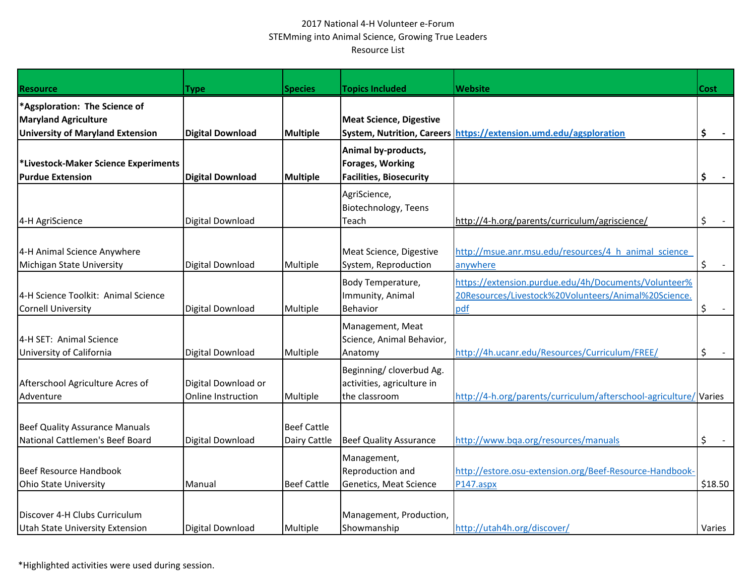2017 National 4-H Volunteer e-Forum
STEMming into Animal Science, Growing True Leaders
Resource List

| Resource | Type | Species | Topics Included | Website | Cost |
|---|---|---|---|---|---|
| ***Agsploration: The Science of Maryland Agriculture University of Maryland Extension** | **Digital Download** | **Multiple** | **Meat Science, Digestive System, Nutrition, Careers** | **https://extension.umd.edu/agsploration** | **$ -** |
| ***Livestock-Maker Science Experiments Purdue Extension** | **Digital Download** | **Multiple** | **Animal by-products, Forages, Working Facilities, Biosecurity** | | **$ -** |
| 4-H AgriScience | Digital Download | | AgriScience, Biotechnology, Teens Teach | http://4-h.org/parents/curriculum/agriscience/ | $ - |
| 4-H Animal Science Anywhere Michigan State University | Digital Download | Multiple | Meat Science, Digestive System, Reproduction | http://msue.anr.msu.edu/resources/4_h_animal_science_anywhere | $ - |
| 4-H Science Toolkit: Animal Science Cornell University | Digital Download | Multiple | Body Temperature, Immunity, Animal Behavior | https://extension.purdue.edu/4h/Documents/Volunteer%20Resources/Livestock%20Volunteers/Animal%20Science.pdf | $ - |
| 4-H SET: Animal Science University of California | Digital Download | Multiple | Management, Meat Science, Animal Behavior, Anatomy | http://4h.ucanr.edu/Resources/Curriculum/FREE/ | $ - |
| Afterschool Agriculture Acres of Adventure | Digital Download or Online Instruction | Multiple | Beginning/ cloverbud Ag. activities, agriculture in the classroom | http://4-h.org/parents/curriculum/afterschool-agriculture/ | Varies |
| Beef Quality Assurance Manuals National Cattlemen's Beef Board | Digital Download | Beef Cattle Dairy Cattle | Beef Quality Assurance | http://www.bqa.org/resources/manuals | $ - |
| Beef Resource Handbook Ohio State University | Manual | Beef Cattle | Management, Reproduction and Genetics, Meat Science | http://estore.osu-extension.org/Beef-Resource-Handbook-P147.aspx | $18.50 |
| Discover 4-H Clubs Curriculum Utah State University Extension | Digital Download | Multiple | Management, Production, Showmanship | http://utah4h.org/discover/ | Varies |

*Highlighted activities were used during session.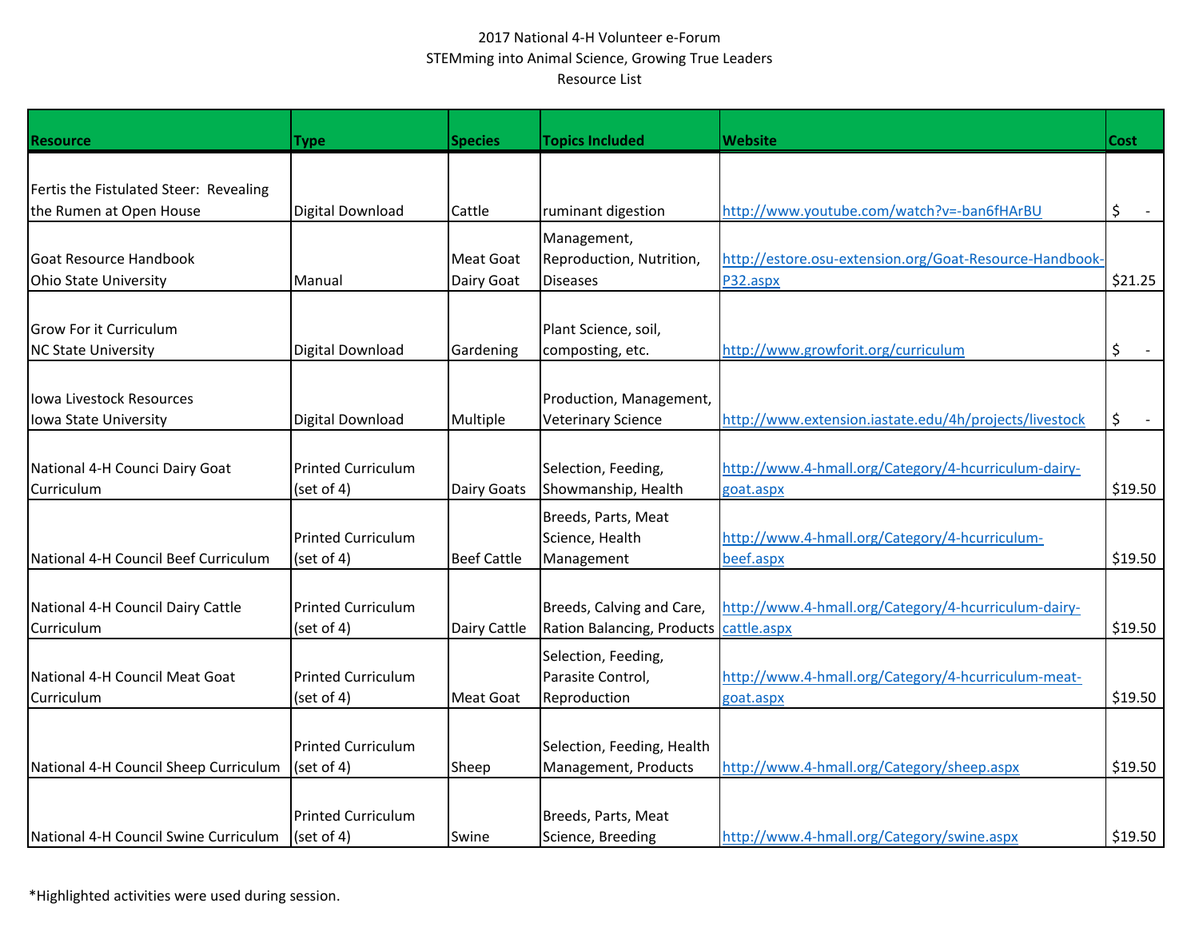2017 National 4-H Volunteer e-Forum
STEMming into Animal Science, Growing True Leaders
Resource List

| Resource | Type | Species | Topics Included | Website | Cost |
|---|---|---|---|---|---|
| Fertis the Fistulated Steer: Revealing the Rumen at Open House | Digital Download | Cattle | ruminant digestion | http://www.youtube.com/watch?v=-ban6fHArBU | $ - |
| Goat Resource Handbook Ohio State University | Manual | Meat Goat Dairy Goat | Management, Reproduction, Nutrition, Diseases | http://estore.osu-extension.org/Goat-Resource-Handbook-P32.aspx | $21.25 |
| Grow For it Curriculum NC State University | Digital Download | Gardening | Plant Science, soil, composting, etc. | http://www.growforit.org/curriculum | $ - |
| Iowa Livestock Resources Iowa State University | Digital Download | Multiple | Production, Management, Veterinary Science | http://www.extension.iastate.edu/4h/projects/livestock | $ - |
| National 4-H Counci Dairy Goat Curriculum | Printed Curriculum (set of 4) | Dairy Goats | Selection, Feeding, Showmanship, Health | http://www.4-hmall.org/Category/4-hcurriculum-dairy-goat.aspx | $19.50 |
| National 4-H Council Beef Curriculum | Printed Curriculum (set of 4) | Beef Cattle | Breeds, Parts, Meat Science, Health Management | http://www.4-hmall.org/Category/4-hcurriculum-beef.aspx | $19.50 |
| National 4-H Council Dairy Cattle Curriculum | Printed Curriculum (set of 4) | Dairy Cattle | Breeds, Calving and Care, Ration Balancing, Products | http://www.4-hmall.org/Category/4-hcurriculum-dairy-cattle.aspx | $19.50 |
| National 4-H Council Meat Goat Curriculum | Printed Curriculum (set of 4) | Meat Goat | Selection, Feeding, Parasite Control, Reproduction | http://www.4-hmall.org/Category/4-hcurriculum-meat-goat.aspx | $19.50 |
| National 4-H Council Sheep Curriculum | Printed Curriculum (set of 4) | Sheep | Selection, Feeding, Health Management, Products | http://www.4-hmall.org/Category/sheep.aspx | $19.50 |
| National 4-H Council Swine Curriculum | Printed Curriculum (set of 4) | Swine | Breeds, Parts, Meat Science, Breeding | http://www.4-hmall.org/Category/swine.aspx | $19.50 |

*Highlighted activities were used during session.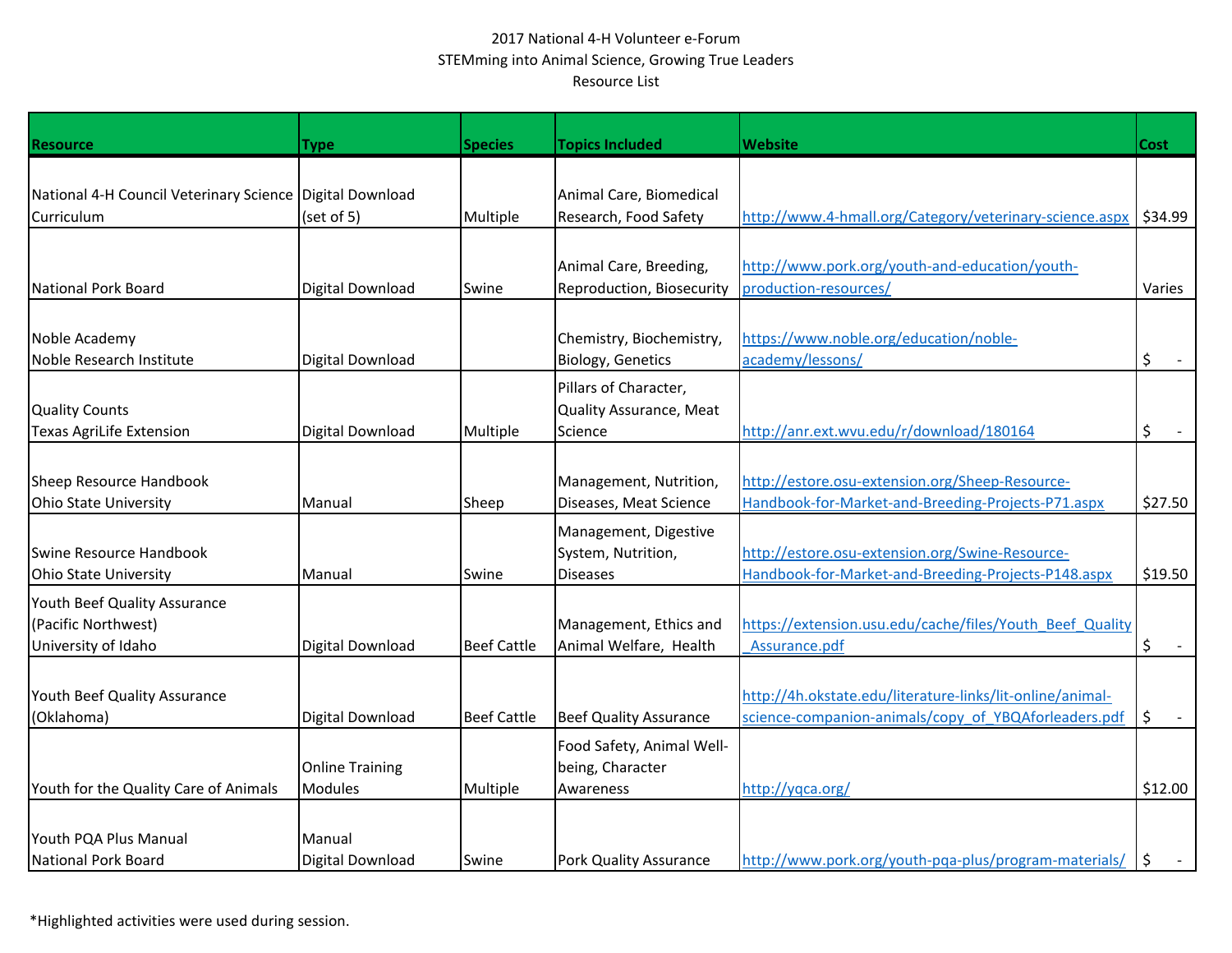2017 National 4-H Volunteer e-Forum
STEMming into Animal Science, Growing True Leaders
Resource List

| Resource | Type | Species | Topics Included | Website | Cost |
|---|---|---|---|---|---|
| National 4-H Council Veterinary Science Curriculum | Digital Download (set of 5) | Multiple | Animal Care, Biomedical Research, Food Safety | http://www.4-hmall.org/Category/veterinary-science.aspx | $34.99 |
| National Pork Board | Digital Download | Swine | Animal Care, Breeding, Reproduction, Biosecurity | http://www.pork.org/youth-and-education/youth-production-resources/ | Varies |
| Noble Academy Noble Research Institute | Digital Download | | Chemistry, Biochemistry, Biology, Genetics | https://www.noble.org/education/noble-academy/lessons/ | $ - |
| Quality Counts Texas AgriLife Extension | Digital Download | Multiple | Pillars of Character, Quality Assurance, Meat Science | http://anr.ext.wvu.edu/r/download/180164 | $ - |
| Sheep Resource Handbook Ohio State University | Manual | Sheep | Management, Nutrition, Diseases, Meat Science | http://estore.osu-extension.org/Sheep-Resource-Handbook-for-Market-and-Breeding-Projects-P71.aspx | $27.50 |
| Swine Resource Handbook Ohio State University | Manual | Swine | Management, Digestive System, Nutrition, Diseases | http://estore.osu-extension.org/Swine-Resource-Handbook-for-Market-and-Breeding-Projects-P148.aspx | $19.50 |
| Youth Beef Quality Assurance (Pacific Northwest) University of Idaho | Digital Download | Beef Cattle | Management, Ethics and Animal Welfare, Health | https://extension.usu.edu/cache/files/Youth_Beef_Quality_Assurance.pdf | $ - |
| Youth Beef Quality Assurance (Oklahoma) | Digital Download | Beef Cattle | Beef Quality Assurance | http://4h.okstate.edu/literature-links/lit-online/animal-science-companion-animals/copy_of_YBQAforleaders.pdf | $ - |
| Youth for the Quality Care of Animals | Online Training Modules | Multiple | Food Safety, Animal Well-being, Character Awareness | http://yqca.org/ | $12.00 |
| Youth PQA Plus Manual National Pork Board | Manual Digital Download | Swine | Pork Quality Assurance | http://www.pork.org/youth-pqa-plus/program-materials/ | $ - |

*Highlighted activities were used during session.